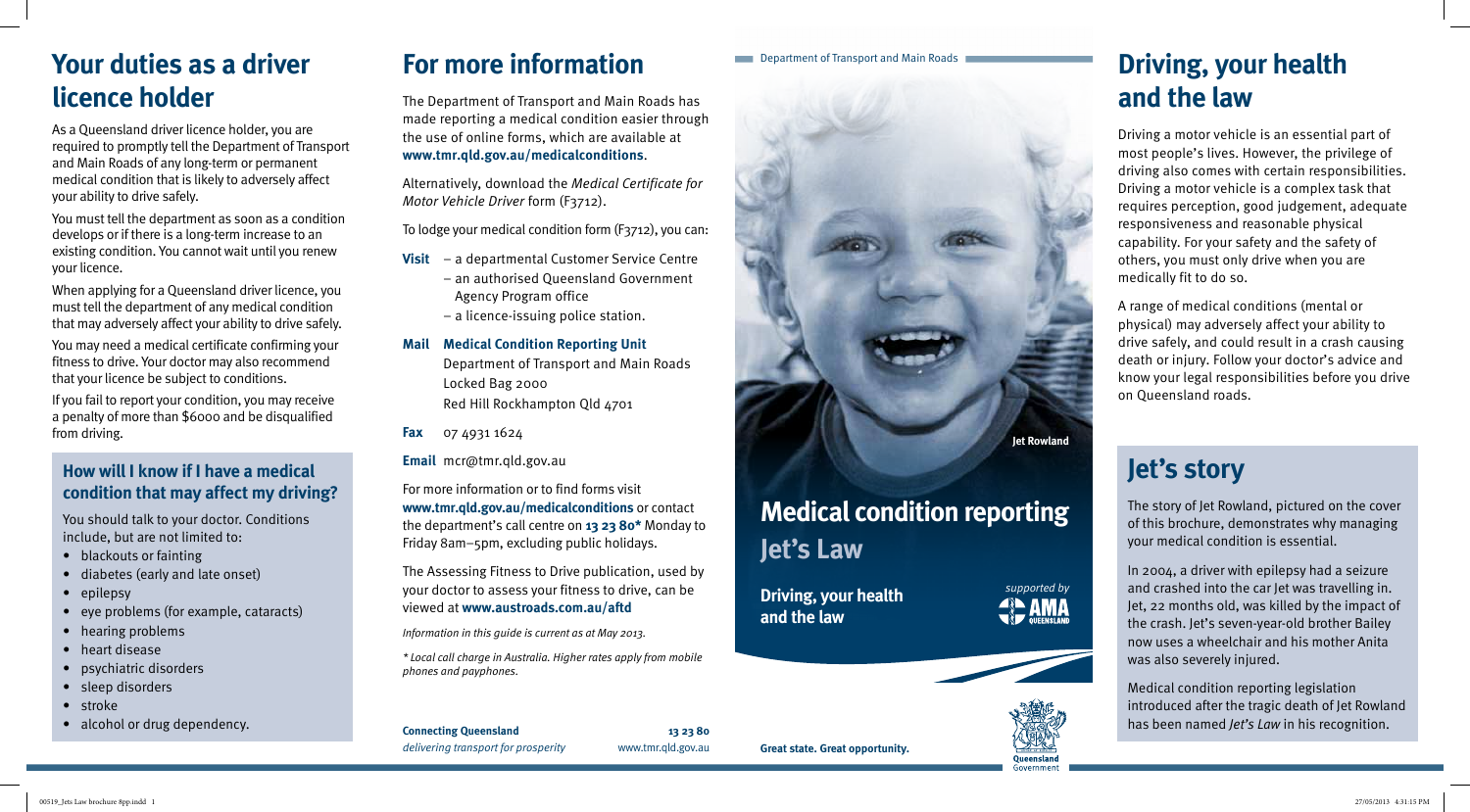## Your duties as a driver licence holder

As a Queensland driver licence holder, you are required to promptly tell the Department of Transport and Main Roads of any long-term or permanent medical condition that is likely to adversely affect your ability to drive safely.

You must tell the department as soon as a condition develops or if there is a long-term increase to an existing condition. You cannot wait until you renew your licence.

When applying for a Queensland driver licence, you must tell the department of any medical condition that may adversely affect your ability to drive safely.

You may need a medical certificate confirming your fitness to drive. Your doctor may also recommend that your licence be subject to conditions.

If you fail to report your condition, you may receive a penalty of more than $6000 and be disqualified from driving.

### How will I know if I have a medical condition that may affect my driving?

You should talk to your doctor. Conditions include, but are not limited to:

- blackouts or fainting
- diabetes (early and late onset)
- epilepsy
- eye problems (for example, cataracts)
- hearing problems
- heart disease
- psychiatric disorders
- sleep disorders
- stroke
- alcohol or drug dependency.

## For more information

The Department of Transport and Main Roads has made reporting a medical condition easier through the use of online forms, which are available at **www.tmr.qld.gov.au/medicalconditions**.

Alternatively, download the *Medical Certificate for Motor Vehicle Driver* form (F3712).

To lodge your medical condition form (F3712), you can:

**Visit** – a departmental Customer Service Centre
– an authorised Queensland Government Agency Program office
– a licence-issuing police station.

**Mail** **Medical Condition Reporting Unit**
Department of Transport and Main Roads
Locked Bag 2000
Red Hill Rockhampton Qld 4701

**Fax** 07 4931 1624

**Email** mcr@tmr.qld.gov.au

For more information or to find forms visit **www.tmr.qld.gov.au/medicalconditions** or contact the department's call centre on **13 23 80*** Monday to Friday 8am–5pm, excluding public holidays.

The Assessing Fitness to Drive publication, used by your doctor to assess your fitness to drive, can be viewed at **www.austroads.com.au/aftd**

*Information in this guide is current as at May 2013.*

*\* Local call charge in Australia. Higher rates apply from mobile phones and payphones.*

**Connecting Queensland** *delivering transport for prosperity* **13 23 80** www.tmr.qld.gov.au

Department of Transport and Main Roads

Jet Rowland

# Medical condition reporting

## Jet's Law

**Driving, your health and the law**

*supported by* AMA Queensland

**Great state. Great opportunity.**

Queensland Government

## Driving, your health and the law

Driving a motor vehicle is an essential part of most people's lives. However, the privilege of driving also comes with certain responsibilities. Driving a motor vehicle is a complex task that requires perception, good judgement, adequate responsiveness and reasonable physical capability. For your safety and the safety of others, you must only drive when you are medically fit to do so.

A range of medical conditions (mental or physical) may adversely affect your ability to drive safely, and could result in a crash causing death or injury. Follow your doctor's advice and know your legal responsibilities before you drive on Queensland roads.

## Jet's story

The story of Jet Rowland, pictured on the cover of this brochure, demonstrates why managing your medical condition is essential.

In 2004, a driver with epilepsy had a seizure and crashed into the car Jet was travelling in. Jet, 22 months old, was killed by the impact of the crash. Jet's seven-year-old brother Bailey now uses a wheelchair and his mother Anita was also severely injured.

Medical condition reporting legislation introduced after the tragic death of Jet Rowland has been named *Jet's Law* in his recognition.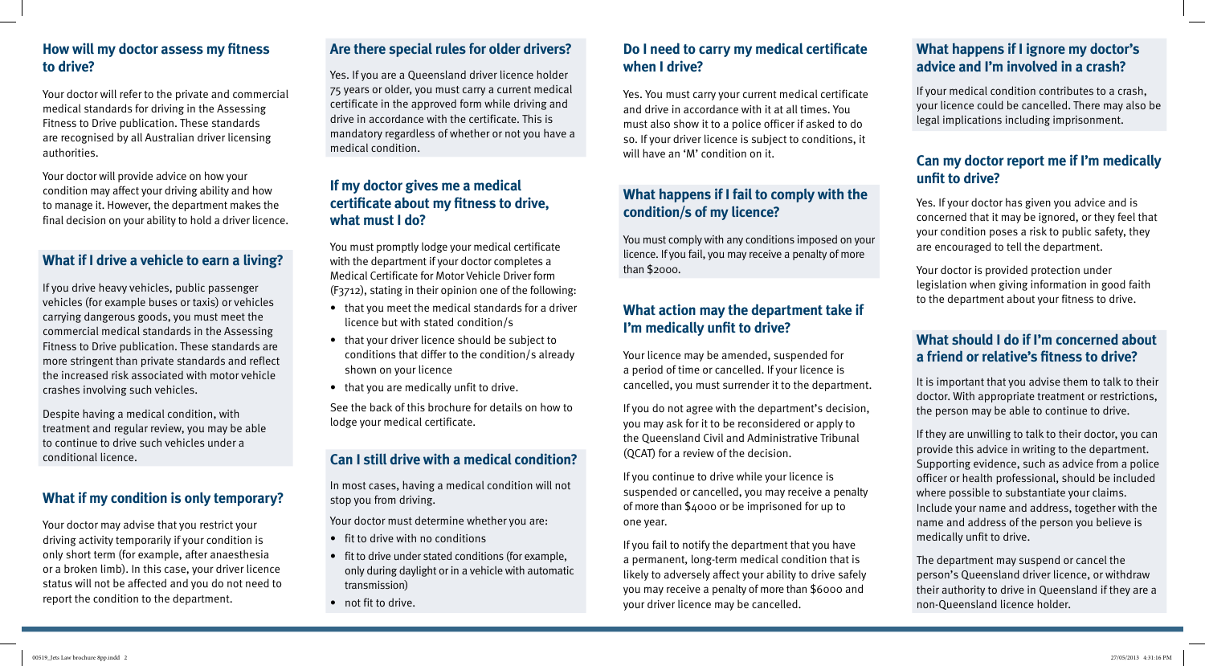## How will my doctor assess my fitness to drive?

Your doctor will refer to the private and commercial medical standards for driving in the Assessing Fitness to Drive publication. These standards are recognised by all Australian driver licensing authorities.

Your doctor will provide advice on how your condition may affect your driving ability and how to manage it. However, the department makes the final decision on your ability to hold a driver licence.

## What if I drive a vehicle to earn a living?

If you drive heavy vehicles, public passenger vehicles (for example buses or taxis) or vehicles carrying dangerous goods, you must meet the commercial medical standards in the Assessing Fitness to Drive publication. These standards are more stringent than private standards and reflect the increased risk associated with motor vehicle crashes involving such vehicles.

Despite having a medical condition, with treatment and regular review, you may be able to continue to drive such vehicles under a conditional licence.

## What if my condition is only temporary?

Your doctor may advise that you restrict your driving activity temporarily if your condition is only short term (for example, after anaesthesia or a broken limb). In this case, your driver licence status will not be affected and you do not need to report the condition to the department.

## Are there special rules for older drivers?

Yes. If you are a Queensland driver licence holder 75 years or older, you must carry a current medical certificate in the approved form while driving and drive in accordance with the certificate. This is mandatory regardless of whether or not you have a medical condition.

## If my doctor gives me a medical certificate about my fitness to drive, what must I do?

You must promptly lodge your medical certificate with the department if your doctor completes a Medical Certificate for Motor Vehicle Driver form (F3712), stating in their opinion one of the following:

- that you meet the medical standards for a driver licence but with stated condition/s
- that your driver licence should be subject to conditions that differ to the condition/s already shown on your licence
- that you are medically unfit to drive.

See the back of this brochure for details on how to lodge your medical certificate.

## Can I still drive with a medical condition?

In most cases, having a medical condition will not stop you from driving.

Your doctor must determine whether you are:

- fit to drive with no conditions
- fit to drive under stated conditions (for example, only during daylight or in a vehicle with automatic transmission)
- not fit to drive.

## Do I need to carry my medical certificate when I drive?

Yes. You must carry your current medical certificate and drive in accordance with it at all times. You must also show it to a police officer if asked to do so. If your driver licence is subject to conditions, it will have an 'M' condition on it.

## What happens if I fail to comply with the condition/s of my licence?

You must comply with any conditions imposed on your licence. If you fail, you may receive a penalty of more than $2000.

## What action may the department take if I'm medically unfit to drive?

Your licence may be amended, suspended for a period of time or cancelled. If your licence is cancelled, you must surrender it to the department.

If you do not agree with the department's decision, you may ask for it to be reconsidered or apply to the Queensland Civil and Administrative Tribunal (QCAT) for a review of the decision.

If you continue to drive while your licence is suspended or cancelled, you may receive a penalty of more than $4000 or be imprisoned for up to one year.

If you fail to notify the department that you have a permanent, long-term medical condition that is likely to adversely affect your ability to drive safely you may receive a penalty of more than $6000 and your driver licence may be cancelled.

## What happens if I ignore my doctor's advice and I'm involved in a crash?

If your medical condition contributes to a crash, your licence could be cancelled. There may also be legal implications including imprisonment.

## Can my doctor report me if I'm medically unfit to drive?

Yes. If your doctor has given you advice and is concerned that it may be ignored, or they feel that your condition poses a risk to public safety, they are encouraged to tell the department.

Your doctor is provided protection under legislation when giving information in good faith to the department about your fitness to drive.

## What should I do if I'm concerned about a friend or relative's fitness to drive?

It is important that you advise them to talk to their doctor. With appropriate treatment or restrictions, the person may be able to continue to drive.

If they are unwilling to talk to their doctor, you can provide this advice in writing to the department. Supporting evidence, such as advice from a police officer or health professional, should be included where possible to substantiate your claims. Include your name and address, together with the name and address of the person you believe is medically unfit to drive.

The department may suspend or cancel the person's Queensland driver licence, or withdraw their authority to drive in Queensland if they are a non-Queensland licence holder.